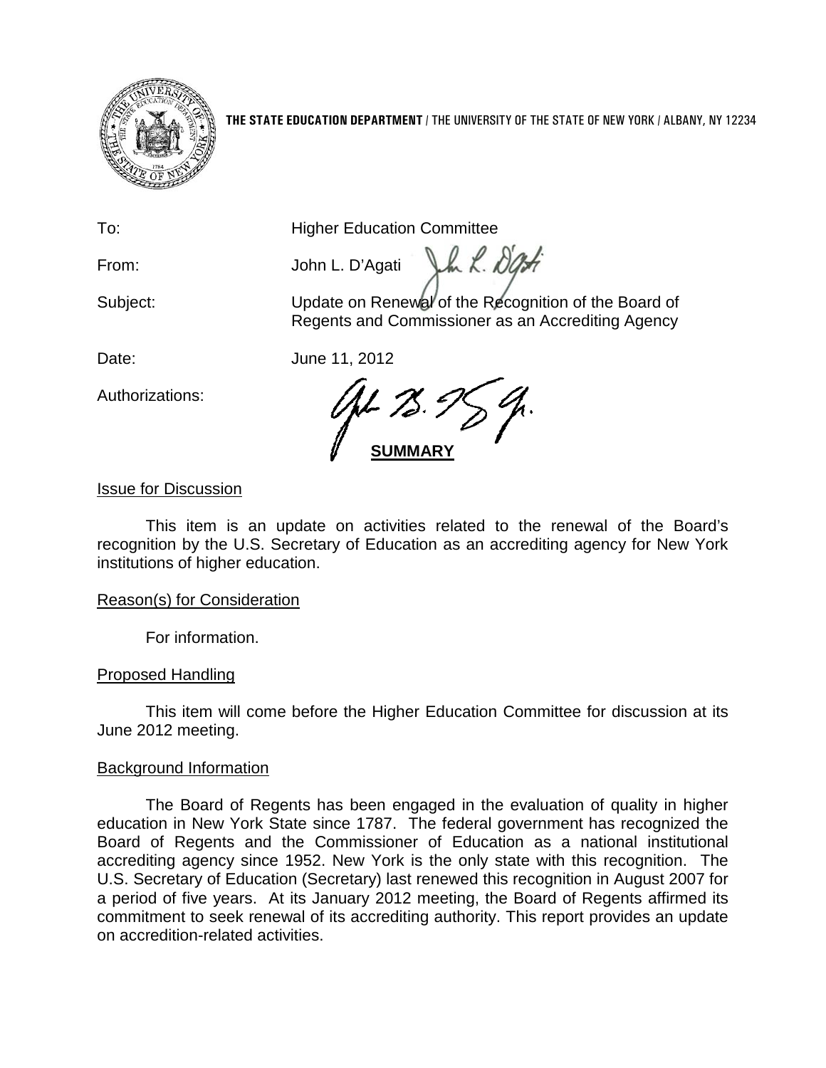**THE STATE EDUCATION DEPARTMENT** / THE UNIVERSITY OF THE STATE OF NEW YORK / ALBANY, NY 12234

To: Higher Education Committee

From: John L. D'Agati

Subject: Update on Renewal of the Recognition of the Board of Regents and Commissioner as an Accrediting Agency

Date: June 11, 2012

Authorizations:

## SUMMARY

### Issue for Discussion

This item is an update on activities related to the renewal of the Board's recognition by the U.S. Secretary of Education as an accrediting agency for New York institutions of higher education.

### Reason(s) for Consideration

For information.

### Proposed Handling

This item will come before the Higher Education Committee for discussion at its June 2012 meeting.

### Background Information

The Board of Regents has been engaged in the evaluation of quality in higher education in New York State since 1787. The federal government has recognized the Board of Regents and the Commissioner of Education as a national institutional accrediting agency since 1952. New York is the only state with this recognition. The U.S. Secretary of Education (Secretary) last renewed this recognition in August 2007 for a period of five years. At its January 2012 meeting, the Board of Regents affirmed its commitment to seek renewal of its accrediting authority. This report provides an update on accredition-related activities.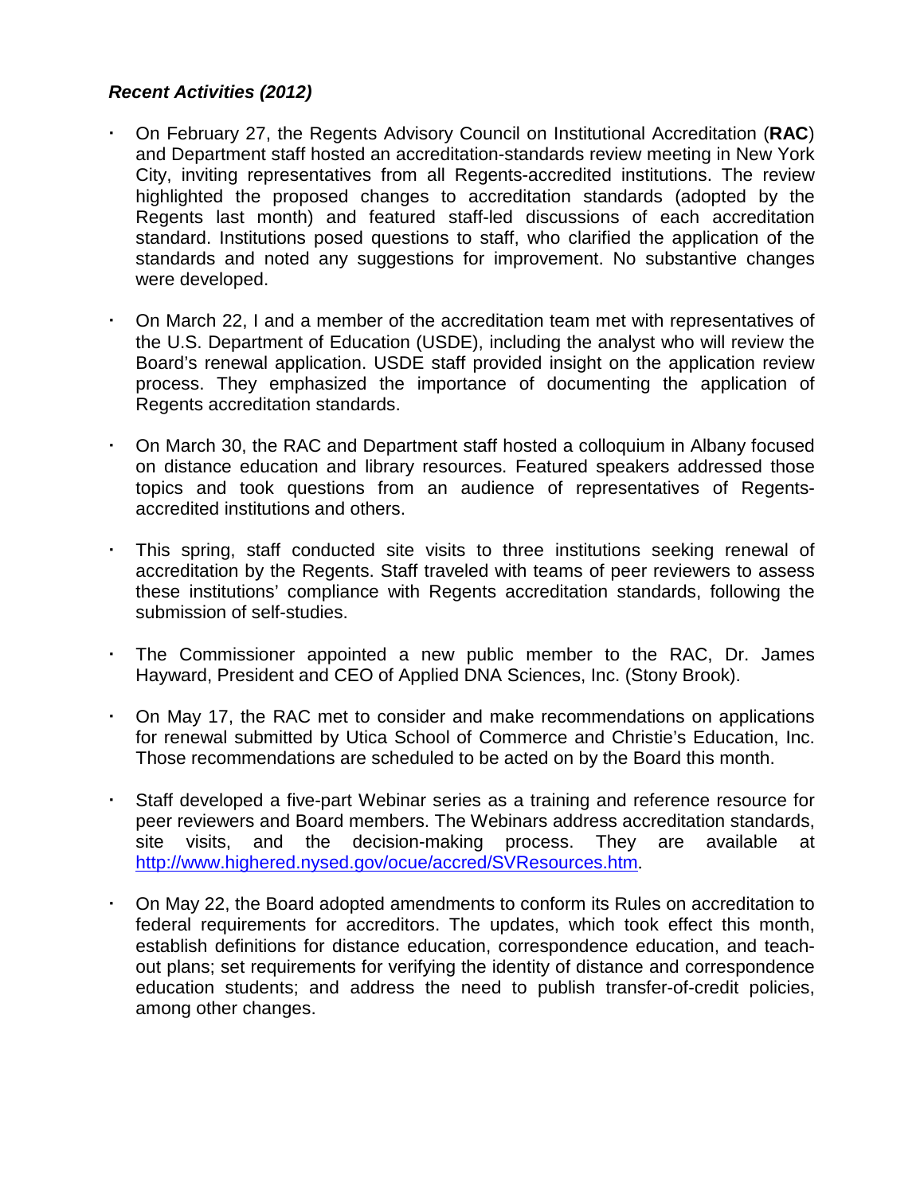***Recent Activities (2012)***

- On February 27, the Regents Advisory Council on Institutional Accreditation (**RAC**) and Department staff hosted an accreditation-standards review meeting in New York City, inviting representatives from all Regents-accredited institutions. The review highlighted the proposed changes to accreditation standards (adopted by the Regents last month) and featured staff-led discussions of each accreditation standard. Institutions posed questions to staff, who clarified the application of the standards and noted any suggestions for improvement. No substantive changes were developed.

- On March 22, I and a member of the accreditation team met with representatives of the U.S. Department of Education (USDE), including the analyst who will review the Board's renewal application. USDE staff provided insight on the application review process. They emphasized the importance of documenting the application of Regents accreditation standards.

- On March 30, the RAC and Department staff hosted a colloquium in Albany focused on distance education and library resources. Featured speakers addressed those topics and took questions from an audience of representatives of Regents-accredited institutions and others.

- This spring, staff conducted site visits to three institutions seeking renewal of accreditation by the Regents. Staff traveled with teams of peer reviewers to assess these institutions' compliance with Regents accreditation standards, following the submission of self-studies.

- The Commissioner appointed a new public member to the RAC, Dr. James Hayward, President and CEO of Applied DNA Sciences, Inc. (Stony Brook).

- On May 17, the RAC met to consider and make recommendations on applications for renewal submitted by Utica School of Commerce and Christie's Education, Inc. Those recommendations are scheduled to be acted on by the Board this month.

- Staff developed a five-part Webinar series as a training and reference resource for peer reviewers and Board members. The Webinars address accreditation standards, site visits, and the decision-making process. They are available at http://www.highered.nysed.gov/ocue/accred/SVResources.htm.

- On May 22, the Board adopted amendments to conform its Rules on accreditation to federal requirements for accreditors. The updates, which took effect this month, establish definitions for distance education, correspondence education, and teach-out plans; set requirements for verifying the identity of distance and correspondence education students; and address the need to publish transfer-of-credit policies, among other changes.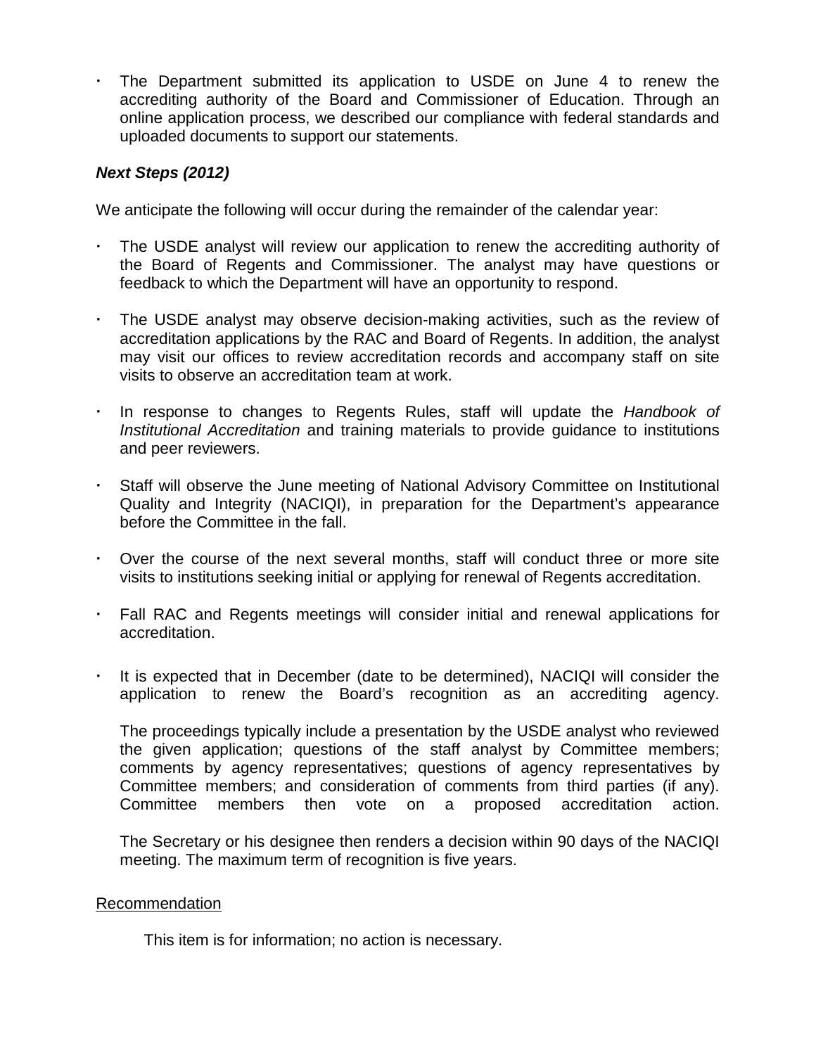- The Department submitted its application to USDE on June 4 to renew the accrediting authority of the Board and Commissioner of Education. Through an online application process, we described our compliance with federal standards and uploaded documents to support our statements.

***Next Steps (2012)***

We anticipate the following will occur during the remainder of the calendar year:

- The USDE analyst will review our application to renew the accrediting authority of the Board of Regents and Commissioner. The analyst may have questions or feedback to which the Department will have an opportunity to respond.

- The USDE analyst may observe decision-making activities, such as the review of accreditation applications by the RAC and Board of Regents. In addition, the analyst may visit our offices to review accreditation records and accompany staff on site visits to observe an accreditation team at work.

- In response to changes to Regents Rules, staff will update the *Handbook of Institutional Accreditation* and training materials to provide guidance to institutions and peer reviewers.

- Staff will observe the June meeting of National Advisory Committee on Institutional Quality and Integrity (NACIQI), in preparation for the Department's appearance before the Committee in the fall.

- Over the course of the next several months, staff will conduct three or more site visits to institutions seeking initial or applying for renewal of Regents accreditation.

- Fall RAC and Regents meetings will consider initial and renewal applications for accreditation.

- It is expected that in December (date to be determined), NACIQI will consider the application to renew the Board's recognition as an accrediting agency.

  The proceedings typically include a presentation by the USDE analyst who reviewed the given application; questions of the staff analyst by Committee members; comments by agency representatives; questions of agency representatives by Committee members; and consideration of comments from third parties (if any). Committee members then vote on a proposed accreditation action.

  The Secretary or his designee then renders a decision within 90 days of the NACIQI meeting. The maximum term of recognition is five years.

<u>Recommendation</u>

This item is for information; no action is necessary.